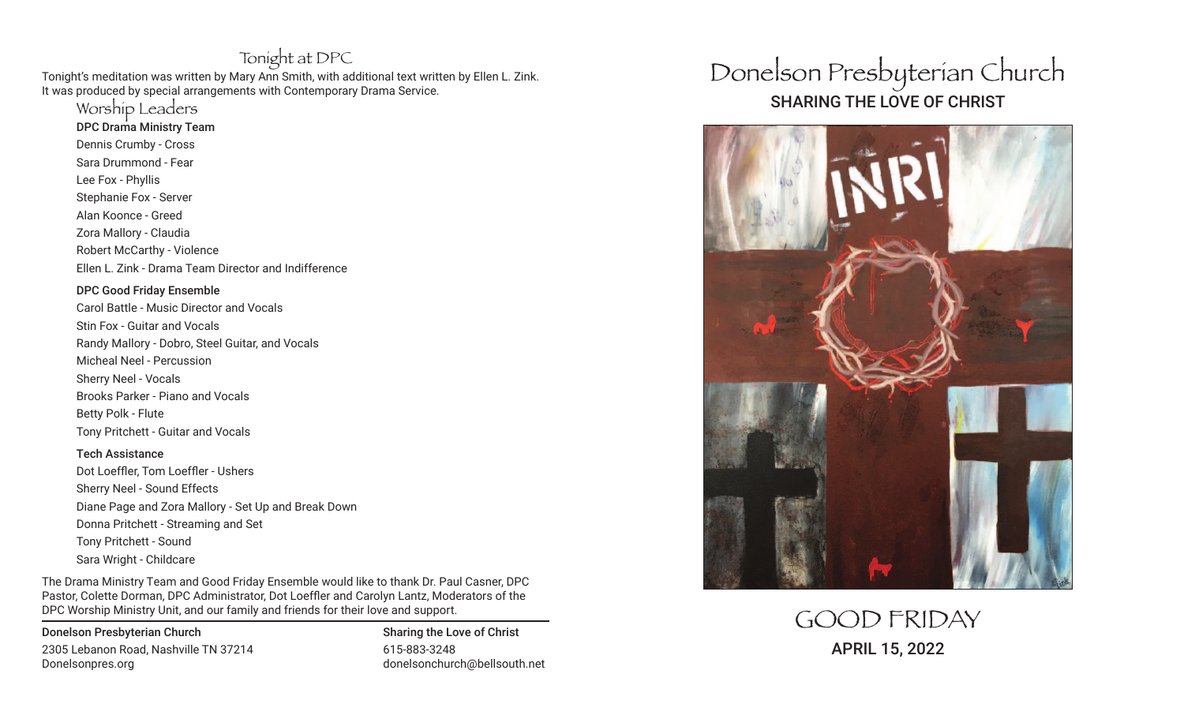## Tonight at DPC

Tonight's meditation was written by Mary Ann Smith, with additional text written by Ellen L. Zink. It was produced by special arrangements with Contemporary Drama Service.

## Worship Leaders

**DPC Drama Ministry Team**

Dennis Crumby - Cross
Sara Drummond - Fear
Lee Fox - Phyllis
Stephanie Fox - Server
Alan Koonce - Greed
Zora Mallory - Claudia
Robert McCarthy - Violence
Ellen L. Zink - Drama Team Director and Indifference

**DPC Good Friday Ensemble**

Carol Battle - Music Director and Vocals
Stin Fox - Guitar and Vocals
Randy Mallory - Dobro, Steel Guitar, and Vocals
Micheal Neel - Percussion
Sherry Neel - Vocals
Brooks Parker - Piano and Vocals
Betty Polk - Flute
Tony Pritchett - Guitar and Vocals

**Tech Assistance**

Dot Loeffler, Tom Loeffler - Ushers
Sherry Neel - Sound Effects
Diane Page and Zora Mallory - Set Up and Break Down
Donna Pritchett - Streaming and Set
Tony Pritchett - Sound
Sara Wright - Childcare

The Drama Ministry Team and Good Friday Ensemble would like to thank Dr. Paul Casner, DPC Pastor, Colette Dorman, DPC Administrator, Dot Loeffler and Carolyn Lantz, Moderators of the DPC Worship Ministry Unit, and our family and friends for their love and support.

**Donelson Presbyterian Church**
2305 Lebanon Road, Nashville TN 37214
Donelsonpres.org

**Sharing the Love of Christ**
615-883-3248
donelsonchurch@bellsouth.net

# Donelson Presbyterian Church

## SHARING THE LOVE OF CHRIST

# GOOD FRIDAY

## APRIL 15, 2022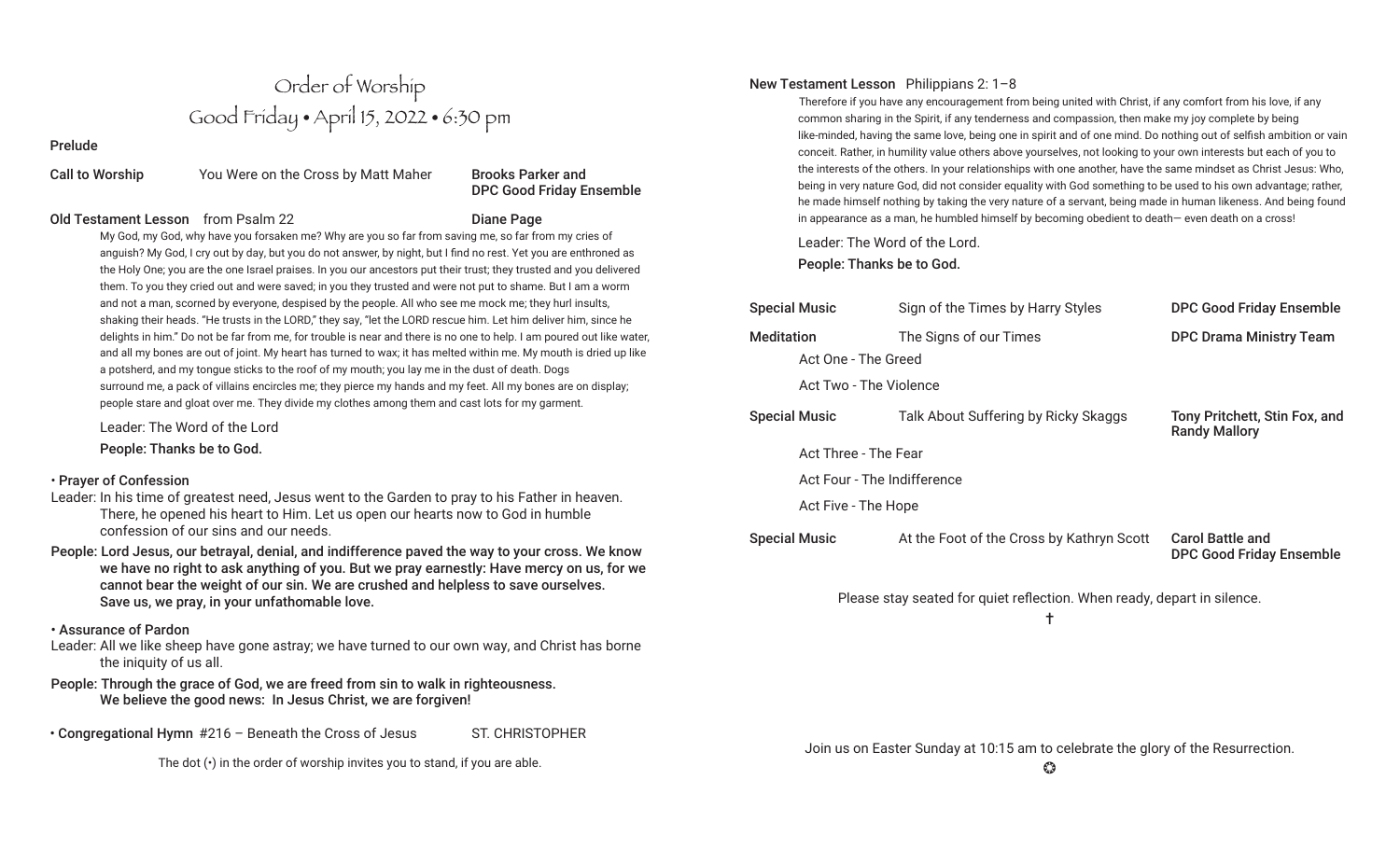# Order of Worship

## Good Friday • April 15, 2022 • 6:30 pm

**Prelude**

**Call to Worship** — You Were on the Cross by Matt Maher — **Brooks Parker and DPC Good Friday Ensemble**

**Old Testament Lesson** — from Psalm 22 — **Diane Page**

My God, my God, why have you forsaken me? Why are you so far from saving me, so far from my cries of anguish? My God, I cry out by day, but you do not answer, by night, but I find no rest. Yet you are enthroned as the Holy One; you are the one Israel praises. In you our ancestors put their trust; they trusted and you delivered them. To you they cried out and were saved; in you they trusted and were not put to shame. But I am a worm and not a man, scorned by everyone, despised by the people. All who see me mock me; they hurl insults, shaking their heads. "He trusts in the LORD," they say, "let the LORD rescue him. Let him deliver him, since he delights in him." Do not be far from me, for trouble is near and there is no one to help. I am poured out like water, and all my bones are out of joint. My heart has turned to wax; it has melted within me. My mouth is dried up like a potsherd, and my tongue sticks to the roof of my mouth; you lay me in the dust of death. Dogs surround me, a pack of villains encircles me; they pierce my hands and my feet. All my bones are on display; people stare and gloat over me. They divide my clothes among them and cast lots for my garment.

Leader: The Word of the Lord

**People: Thanks be to God.**

**• Prayer of Confession**

Leader: In his time of greatest need, Jesus went to the Garden to pray to his Father in heaven. There, he opened his heart to Him. Let us open our hearts now to God in humble confession of our sins and our needs.

**People: Lord Jesus, our betrayal, denial, and indifference paved the way to your cross. We know we have no right to ask anything of you. But we pray earnestly: Have mercy on us, for we cannot bear the weight of our sin. We are crushed and helpless to save ourselves. Save us, we pray, in your unfathomable love.**

**• Assurance of Pardon**

Leader: All we like sheep have gone astray; we have turned to our own way, and Christ has borne the iniquity of us all.

**People: Through the grace of God, we are freed from sin to walk in righteousness. We believe the good news: In Jesus Christ, we are forgiven!**

**• Congregational Hymn** #216 – Beneath the Cross of Jesus — ST. CHRISTOPHER

The dot (•) in the order of worship invites you to stand, if you are able.

**New Testament Lesson** — Philippians 2: 1–8

Therefore if you have any encouragement from being united with Christ, if any comfort from his love, if any common sharing in the Spirit, if any tenderness and compassion, then make my joy complete by being like-minded, having the same love, being one in spirit and of one mind. Do nothing out of selfish ambition or vain conceit. Rather, in humility value others above yourselves, not looking to your own interests but each of you to the interests of the others. In your relationships with one another, have the same mindset as Christ Jesus: Who, being in very nature God, did not consider equality with God something to be used to his own advantage; rather, he made himself nothing by taking the very nature of a servant, being made in human likeness. And being found in appearance as a man, he humbled himself by becoming obedient to death— even death on a cross!

Leader: The Word of the Lord.

**People: Thanks be to God.**

**Special Music** — Sign of the Times by Harry Styles — **DPC Good Friday Ensemble**

**Meditation** — The Signs of our Times — **DPC Drama Ministry Team**

Act One - The Greed

Act Two - The Violence

**Special Music** — Talk About Suffering by Ricky Skaggs — **Tony Pritchett, Stin Fox, and Randy Mallory**

Act Three - The Fear

Act Four - The Indifference

Act Five - The Hope

**Special Music** — At the Foot of the Cross by Kathryn Scott — **Carol Battle and DPC Good Friday Ensemble**

Please stay seated for quiet reflection. When ready, depart in silence.

†

Join us on Easter Sunday at 10:15 am to celebrate the glory of the Resurrection.